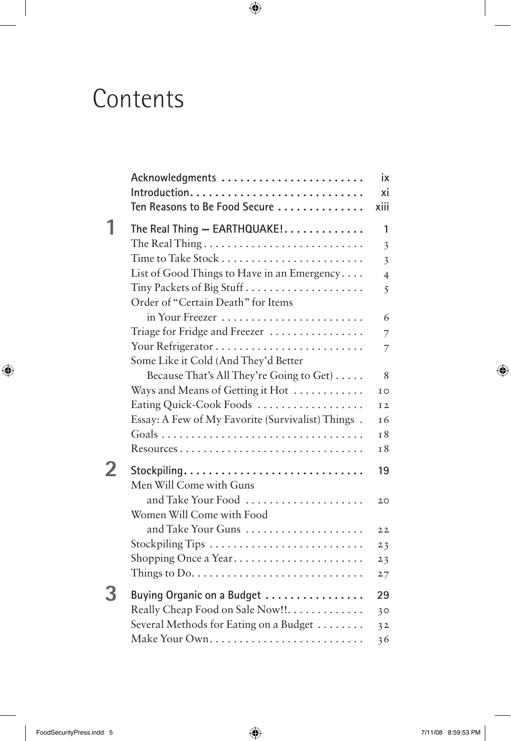# Contents

| | | |
|---|---|---|
| | **Acknowledgments** | ix |
| | **Introduction** | xi |
| | **Ten Reasons to Be Food Secure** | xiii |
| **1** | **The Real Thing — EARTHQUAKE!** | 1 |
| | The Real Thing | 3 |
| | Time to Take Stock | 3 |
| | List of Good Things to Have in an Emergency | 4 |
| | Tiny Packets of Big Stuff | 5 |
| | Order of "Certain Death" for Items in Your Freezer | 6 |
| | Triage for Fridge and Freezer | 7 |
| | Your Refrigerator | 7 |
| | Some Like it Cold (And They'd Better Because That's All They're Going to Get) | 8 |
| | Ways and Means of Getting it Hot | 10 |
| | Eating Quick-Cook Foods | 12 |
| | Essay: A Few of My Favorite (Survivalist) Things | 16 |
| | Goals | 18 |
| | Resources | 18 |
| **2** | **Stockpiling** | 19 |
| | Men Will Come with Guns and Take Your Food | 20 |
| | Women Will Come with Food and Take Your Guns | 22 |
| | Stockpiling Tips | 23 |
| | Shopping Once a Year | 23 |
| | Things to Do | 27 |
| **3** | **Buying Organic on a Budget** | 29 |
| | Really Cheap Food on Sale Now!! | 30 |
| | Several Methods for Eating on a Budget | 32 |
| | Make Your Own | 36 |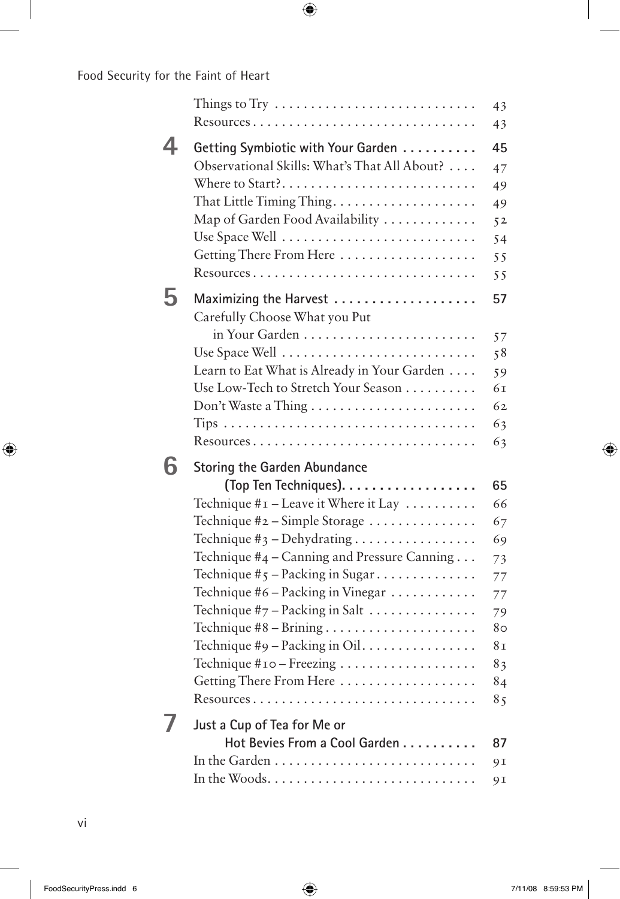| | | |
|---|---|---|
| | Things to Try | 43 |
| | Resources | 43 |
| **4** | **Getting Symbiotic with Your Garden** | **45** |
| | Observational Skills: What's That All About? | 47 |
| | Where to Start? | 49 |
| | That Little Timing Thing | 49 |
| | Map of Garden Food Availability | 52 |
| | Use Space Well | 54 |
| | Getting There From Here | 55 |
| | Resources | 55 |
| **5** | **Maximizing the Harvest** | **57** |
| | Carefully Choose What you Put in Your Garden | 57 |
| | Use Space Well | 58 |
| | Learn to Eat What is Already in Your Garden | 59 |
| | Use Low-Tech to Stretch Your Season | 61 |
| | Don't Waste a Thing | 62 |
| | Tips | 63 |
| | Resources | 63 |
| **6** | **Storing the Garden Abundance (Top Ten Techniques)** | **65** |
| | Technique #1 – Leave it Where it Lay | 66 |
| | Technique #2 – Simple Storage | 67 |
| | Technique #3 – Dehydrating | 69 |
| | Technique #4 – Canning and Pressure Canning | 73 |
| | Technique #5 – Packing in Sugar | 77 |
| | Technique #6 – Packing in Vinegar | 77 |
| | Technique #7 – Packing in Salt | 79 |
| | Technique #8 – Brining | 80 |
| | Technique #9 – Packing in Oil | 81 |
| | Technique #10 – Freezing | 83 |
| | Getting There From Here | 84 |
| | Resources | 85 |
| **7** | **Just a Cup of Tea for Me or Hot Bevies From a Cool Garden** | **87** |
| | In the Garden | 91 |
| | In the Woods | 91 |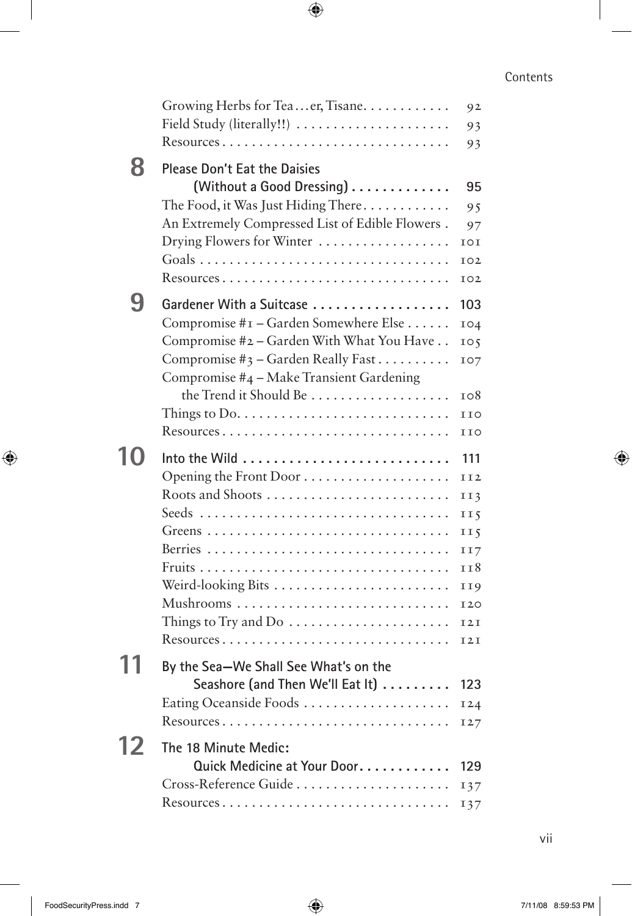Growing Herbs for Tea…er, Tisane. . . . . . . . . . . . 92
Field Study (literally!!) . . . . . . . . . . . . . . . . . . . . . 93
Resources . . . . . . . . . . . . . . . . . . . . . . . . . . . . . . 93

**8 Please Don't Eat the Daisies (Without a Good Dressing) . . . . . . . . . . . . . 95**

The Food, it Was Just Hiding There . . . . . . . . . . . . 95
An Extremely Compressed List of Edible Flowers . 97
Drying Flowers for Winter . . . . . . . . . . . . . . . . . . 101
Goals . . . . . . . . . . . . . . . . . . . . . . . . . . . . . . . . . 102
Resources . . . . . . . . . . . . . . . . . . . . . . . . . . . . . . 102

**9 Gardener With a Suitcase . . . . . . . . . . . . . . . . . . 103**

Compromise #1 – Garden Somewhere Else . . . . . . 104
Compromise #2 – Garden With What You Have . . 105
Compromise #3 – Garden Really Fast . . . . . . . . . . 107
Compromise #4 – Make Transient Gardening the Trend it Should Be . . . . . . . . . . . . . . . . . . . 108
Things to Do. . . . . . . . . . . . . . . . . . . . . . . . . . . . 110
Resources . . . . . . . . . . . . . . . . . . . . . . . . . . . . . . 110

**10 Into the Wild . . . . . . . . . . . . . . . . . . . . . . . . . . . 111**

Opening the Front Door . . . . . . . . . . . . . . . . . . . . 112
Roots and Shoots . . . . . . . . . . . . . . . . . . . . . . . . . 113
Seeds . . . . . . . . . . . . . . . . . . . . . . . . . . . . . . . . . 115
Greens . . . . . . . . . . . . . . . . . . . . . . . . . . . . . . . . 115
Berries . . . . . . . . . . . . . . . . . . . . . . . . . . . . . . . . 117
Fruits . . . . . . . . . . . . . . . . . . . . . . . . . . . . . . . . . 118
Weird-looking Bits . . . . . . . . . . . . . . . . . . . . . . . . 119
Mushrooms . . . . . . . . . . . . . . . . . . . . . . . . . . . . . 120
Things to Try and Do . . . . . . . . . . . . . . . . . . . . . . 121
Resources . . . . . . . . . . . . . . . . . . . . . . . . . . . . . . 121

**11 By the Sea—We Shall See What's on the Seashore (and Then We'll Eat It) . . . . . . . . . 123**

Eating Oceanside Foods . . . . . . . . . . . . . . . . . . . . 124
Resources . . . . . . . . . . . . . . . . . . . . . . . . . . . . . . 127

**12 The 18 Minute Medic: Quick Medicine at Your Door. . . . . . . . . . . . 129**

Cross-Reference Guide . . . . . . . . . . . . . . . . . . . . . 137
Resources . . . . . . . . . . . . . . . . . . . . . . . . . . . . . . 137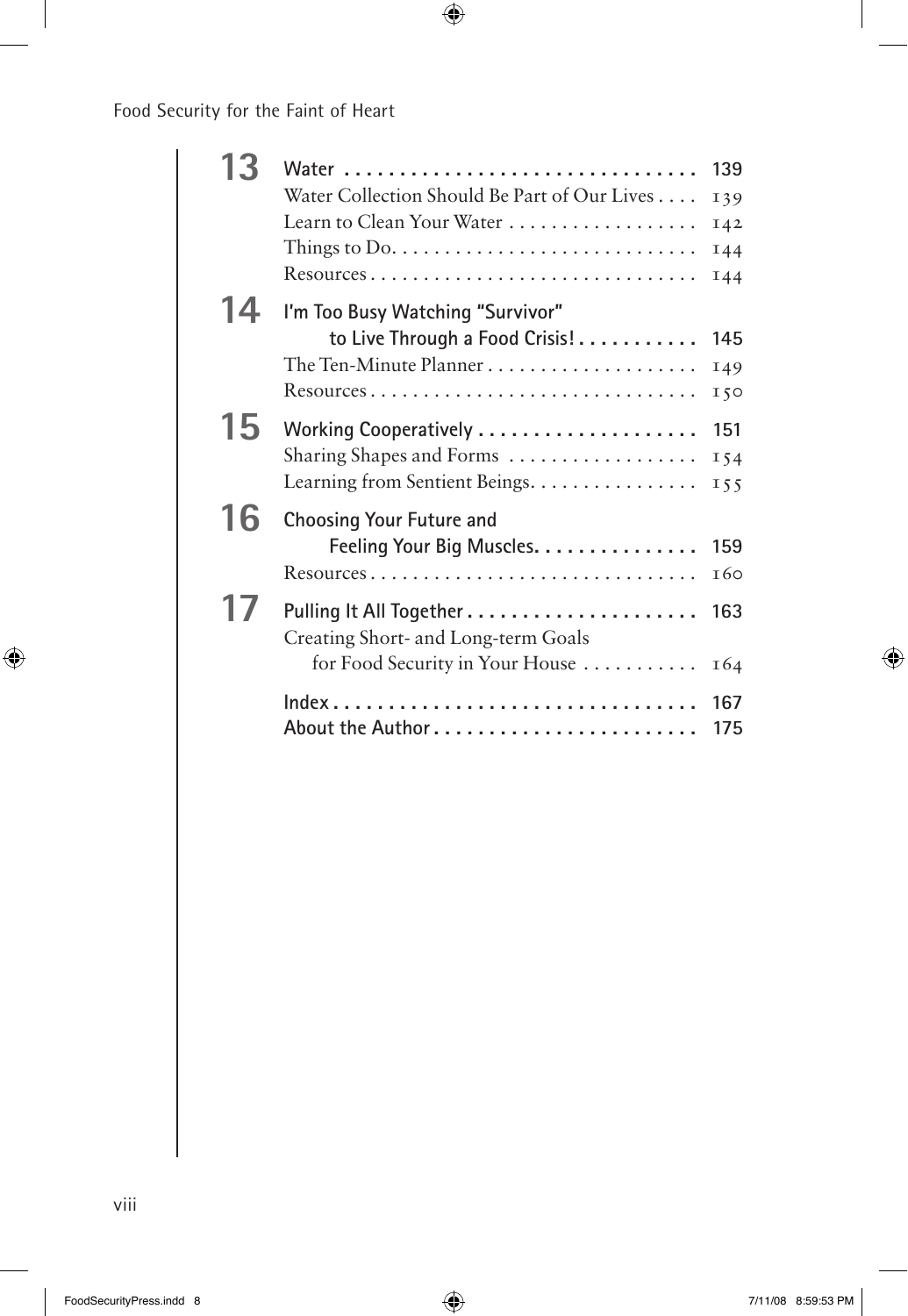**13** **Water** . . . . . . . . . . . . . . . . . . . . . . . . . . . . . . . . . 139

Water Collection Should Be Part of Our Lives . . . . 139

Learn to Clean Your Water . . . . . . . . . . . . . . . . . . 142

Things to Do. . . . . . . . . . . . . . . . . . . . . . . . . . . . . 144

Resources . . . . . . . . . . . . . . . . . . . . . . . . . . . . . . . 144

**14** **I'm Too Busy Watching "Survivor" to Live Through a Food Crisis!** . . . . . . . . . . . 145

The Ten-Minute Planner . . . . . . . . . . . . . . . . . . . . 149

Resources . . . . . . . . . . . . . . . . . . . . . . . . . . . . . . . 150

**15** **Working Cooperatively** . . . . . . . . . . . . . . . . . . . . 151

Sharing Shapes and Forms . . . . . . . . . . . . . . . . . . 154

Learning from Sentient Beings. . . . . . . . . . . . . . . . 155

**16** **Choosing Your Future and Feeling Your Big Muscles.** . . . . . . . . . . . . . . . 159

Resources . . . . . . . . . . . . . . . . . . . . . . . . . . . . . . . 160

**17** **Pulling It All Together** . . . . . . . . . . . . . . . . . . . . . 163

Creating Short- and Long-term Goals for Food Security in Your House . . . . . . . . . . . 164

**Index** . . . . . . . . . . . . . . . . . . . . . . . . . . . . . . . . . 167

**About the Author** . . . . . . . . . . . . . . . . . . . . . . . . 175